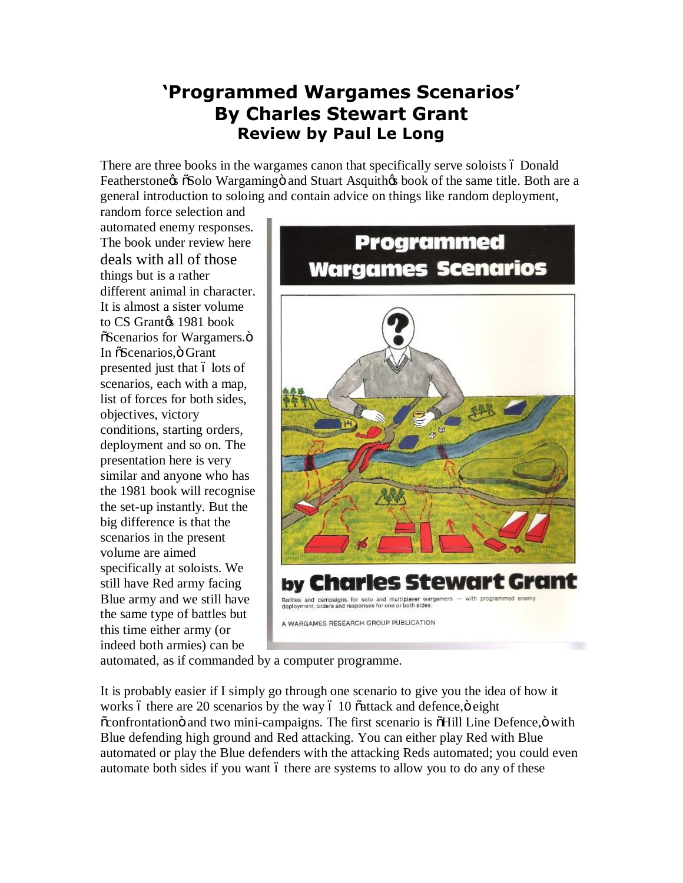# 'Programmed Wargames Scenarios' By Charles Stewart Grant

### Review by Paul Le Long

There are three books in the wargames canon that specifically serve soloists – Donald Featherstone's "Solo Wargaming" and Stuart Asquith's book of the same title. Both are a general introduction to soloing and contain advice on things like random deployment, random force selection and automated enemy responses. The book under review here deals with all of those things but is a rather different animal in character. It is almost a sister volume to CS Grant's 1981 book "Scenarios for Wargamers." In "Scenarios," Grant presented just that – lots of scenarios, each with a map, list of forces for both sides, objectives, victory conditions, starting orders, deployment and so on. The presentation here is very similar and anyone who has the 1981 book will recognise the set-up instantly. But the big difference is that the scenarios in the present volume are aimed specifically at soloists. We still have Red army facing Blue army and we still have the same type of battles but this time either army (or indeed both armies) can be automated, as if commanded by a computer programme.

It is probably easier if I simply go through one scenario to give you the idea of how it works – there are 20 scenarios by the way – 10 "attack and defence," eight "confrontation" and two mini-campaigns. The first scenario is "Hill Line Defence," with Blue defending high ground and Red attacking. You can either play Red with Blue automated or play the Blue defenders with the attacking Reds automated; you could even automate both sides if you want – there are systems to allow you to do any of these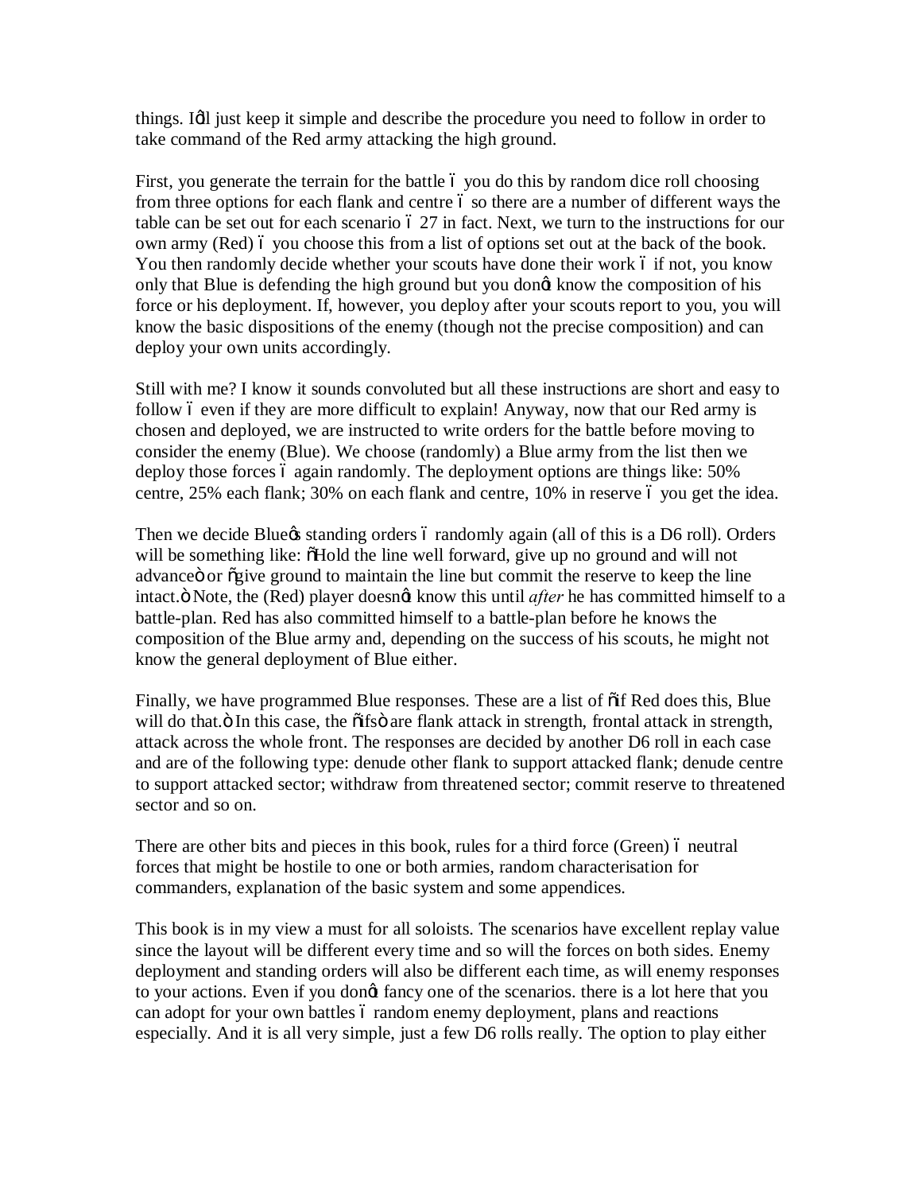things. I'll just keep it simple and describe the procedure you need to follow in order to take command of the Red army attacking the high ground.

First, you generate the terrain for the battle – you do this by random dice roll choosing from three options for each flank and centre – so there are a number of different ways the table can be set out for each scenario – 27 in fact. Next, we turn to the instructions for our own army (Red) – you choose this from a list of options set out at the back of the book. You then randomly decide whether your scouts have done their work – if not, you know only that Blue is defending the high ground but you don't know the composition of his force or his deployment. If, however, you deploy after your scouts report to you, you will know the basic dispositions of the enemy (though not the precise composition) and can deploy your own units accordingly.

Still with me? I know it sounds convoluted but all these instructions are short and easy to follow – even if they are more difficult to explain! Anyway, now that our Red army is chosen and deployed, we are instructed to write orders for the battle before moving to consider the enemy (Blue). We choose (randomly) a Blue army from the list then we deploy those forces – again randomly. The deployment options are things like: 50% centre, 25% each flank; 30% on each flank and centre, 10% in reserve – you get the idea.

Then we decide Blue's standing orders – randomly again (all of this is a D6 roll). Orders will be something like: "Hold the line well forward, give up no ground and will not advance" or "give ground to maintain the line but commit the reserve to keep the line intact." Note, the (Red) player doesn't know this until *after* he has committed himself to a battle-plan. Red has also committed himself to a battle-plan before he knows the composition of the Blue army and, depending on the success of his scouts, he might not know the general deployment of Blue either.

Finally, we have programmed Blue responses. These are a list of "if Red does this, Blue will do that." In this case, the "ifs" are flank attack in strength, frontal attack in strength, attack across the whole front. The responses are decided by another D6 roll in each case and are of the following type: denude other flank to support attacked flank; denude centre to support attacked sector; withdraw from threatened sector; commit reserve to threatened sector and so on.

There are other bits and pieces in this book, rules for a third force (Green) – neutral forces that might be hostile to one or both armies, random characterisation for commanders, explanation of the basic system and some appendices.

This book is in my view a must for all soloists. The scenarios have excellent replay value since the layout will be different every time and so will the forces on both sides. Enemy deployment and standing orders will also be different each time, as will enemy responses to your actions. Even if you don't fancy one of the scenarios. there is a lot here that you can adopt for your own battles – random enemy deployment, plans and reactions especially. And it is all very simple, just a few D6 rolls really. The option to play either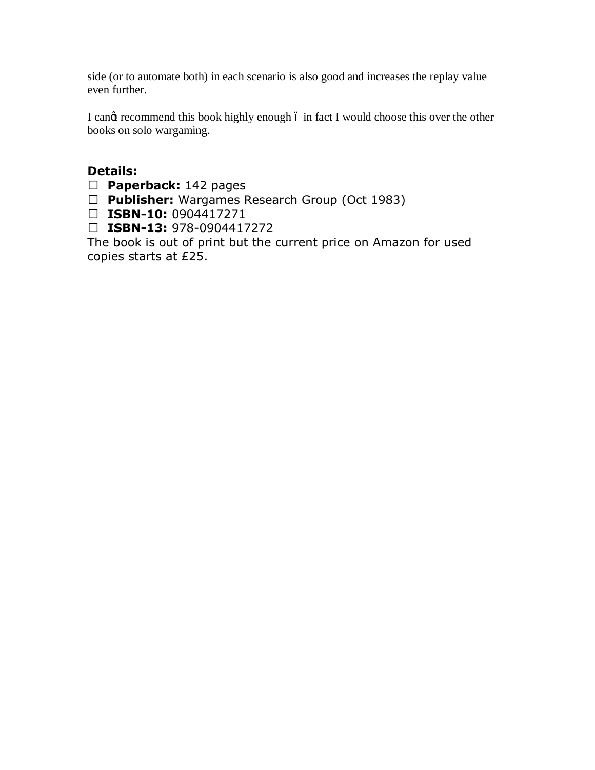side (or to automate both) in each scenario is also good and increases the replay value even further.

I canɑt recommend this book highly enough ï in fact I would choose this over the other books on solo wargaming.

**Details:**

- **Paperback:** 142 pages
- **Publisher:** Wargames Research Group (Oct 1983)
- **ISBN-10:** 0904417271
- **ISBN-13:** 978-0904417272

The book is out of print but the current price on Amazon for used copies starts at £25.